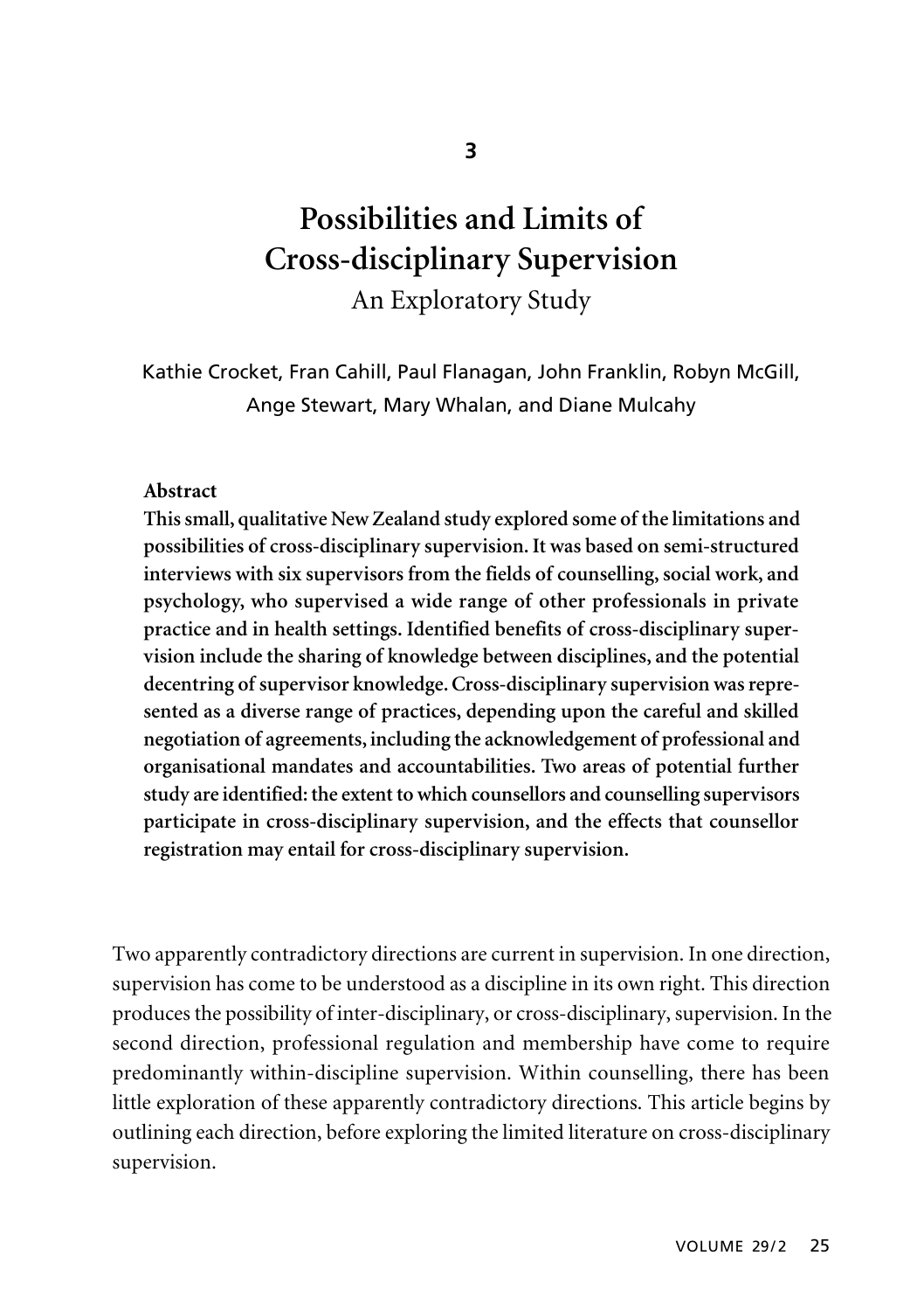3

# Possibilities and Limits of Cross-disciplinary Supervision

## An Exploratory Study

Kathie Crocket, Fran Cahill, Paul Flanagan, John Franklin, Robyn McGill, Ange Stewart, Mary Whalan, and Diane Mulcahy

**Abstract**

**This small, qualitative New Zealand study explored some of the limitations and possibilities of cross-disciplinary supervision. It was based on semi-structured interviews with six supervisors from the fields of counselling, social work, and psychology, who supervised a wide range of other professionals in private practice and in health settings. Identified benefits of cross-disciplinary supervision include the sharing of knowledge between disciplines, and the potential decentring of supervisor knowledge. Cross-disciplinary supervision was represented as a diverse range of practices, depending upon the careful and skilled negotiation of agreements, including the acknowledgement of professional and organisational mandates and accountabilities. Two areas of potential further study are identified: the extent to which counsellors and counselling supervisors participate in cross-disciplinary supervision, and the effects that counsellor registration may entail for cross-disciplinary supervision.**

Two apparently contradictory directions are current in supervision. In one direction, supervision has come to be understood as a discipline in its own right. This direction produces the possibility of inter-disciplinary, or cross-disciplinary, supervision. In the second direction, professional regulation and membership have come to require predominantly within-discipline supervision. Within counselling, there has been little exploration of these apparently contradictory directions. This article begins by outlining each direction, before exploring the limited literature on cross-disciplinary supervision.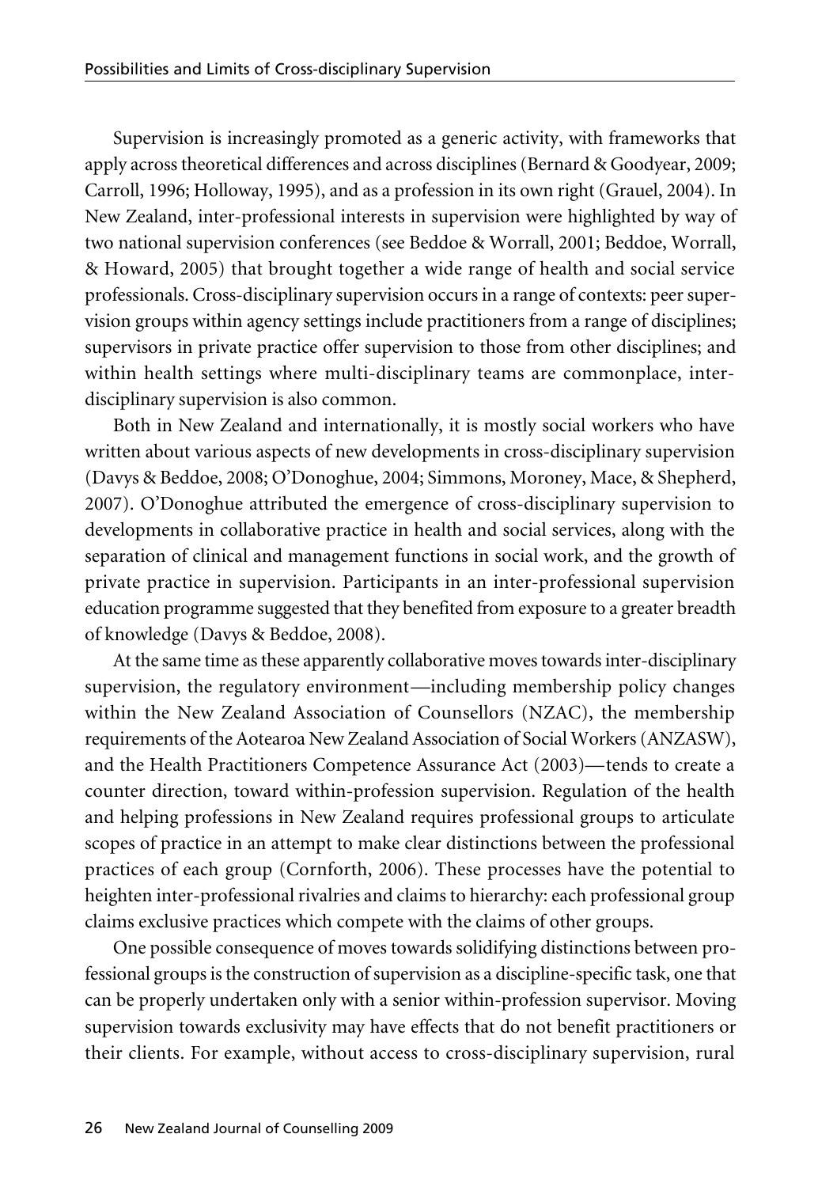Supervision is increasingly promoted as a generic activity, with frameworks that apply across theoretical differences and across disciplines (Bernard & Goodyear, 2009; Carroll, 1996; Holloway, 1995), and as a profession in its own right (Grauel, 2004). In New Zealand, inter-professional interests in supervision were highlighted by way of two national supervision conferences (see Beddoe & Worrall, 2001; Beddoe, Worrall, & Howard, 2005) that brought together a wide range of health and social service professionals. Cross-disciplinary supervision occurs in a range of contexts: peer supervision groups within agency settings include practitioners from a range of disciplines; supervisors in private practice offer supervision to those from other disciplines; and within health settings where multi-disciplinary teams are commonplace, inter-disciplinary supervision is also common.

Both in New Zealand and internationally, it is mostly social workers who have written about various aspects of new developments in cross-disciplinary supervision (Davys & Beddoe, 2008; O'Donoghue, 2004; Simmons, Moroney, Mace, & Shepherd, 2007). O'Donoghue attributed the emergence of cross-disciplinary supervision to developments in collaborative practice in health and social services, along with the separation of clinical and management functions in social work, and the growth of private practice in supervision. Participants in an inter-professional supervision education programme suggested that they benefited from exposure to a greater breadth of knowledge (Davys & Beddoe, 2008).

At the same time as these apparently collaborative moves towards inter-disciplinary supervision, the regulatory environment—including membership policy changes within the New Zealand Association of Counsellors (NZAC), the membership requirements of the Aotearoa New Zealand Association of Social Workers (ANZASW), and the Health Practitioners Competence Assurance Act (2003)—tends to create a counter direction, toward within-profession supervision. Regulation of the health and helping professions in New Zealand requires professional groups to articulate scopes of practice in an attempt to make clear distinctions between the professional practices of each group (Cornforth, 2006). These processes have the potential to heighten inter-professional rivalries and claims to hierarchy: each professional group claims exclusive practices which compete with the claims of other groups.

One possible consequence of moves towards solidifying distinctions between professional groups is the construction of supervision as a discipline-specific task, one that can be properly undertaken only with a senior within-profession supervisor. Moving supervision towards exclusivity may have effects that do not benefit practitioners or their clients. For example, without access to cross-disciplinary supervision, rural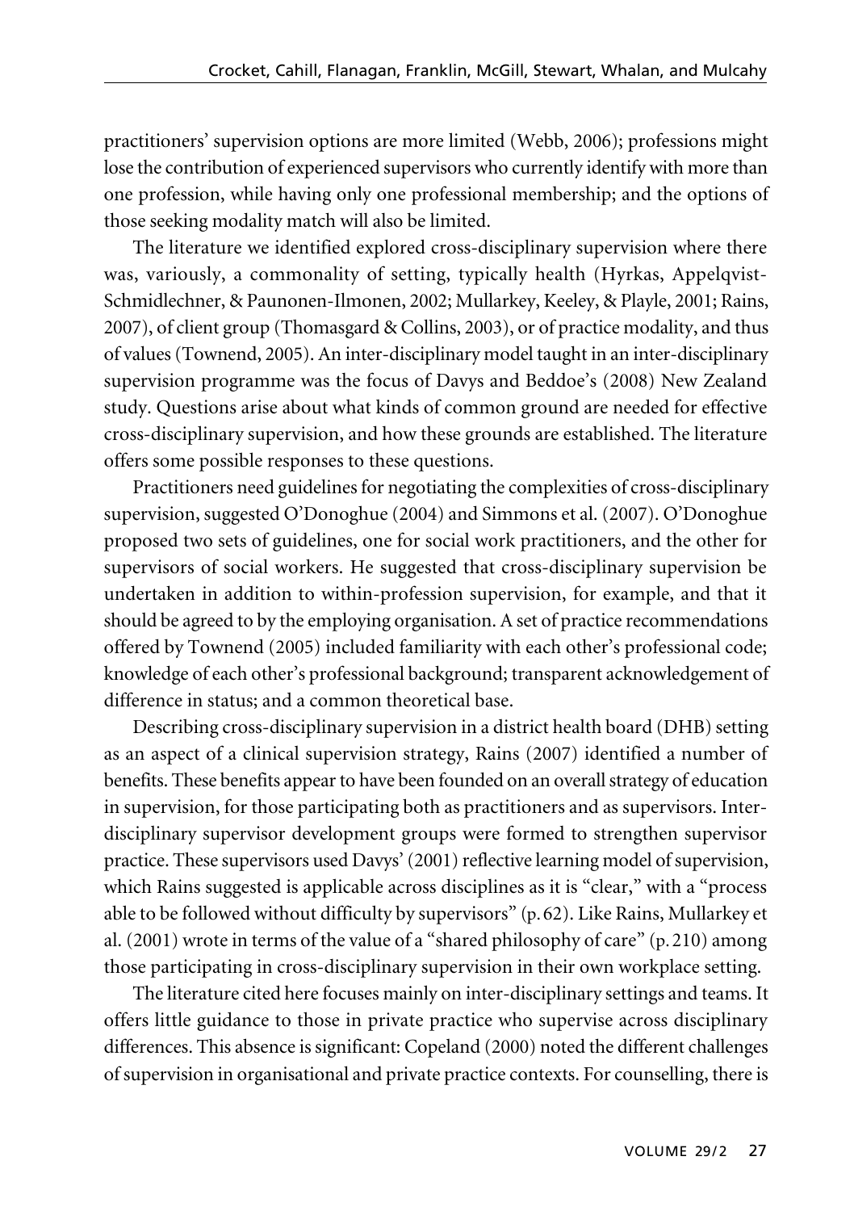practitioners' supervision options are more limited (Webb, 2006); professions might lose the contribution of experienced supervisors who currently identify with more than one profession, while having only one professional membership; and the options of those seeking modality match will also be limited.

The literature we identified explored cross-disciplinary supervision where there was, variously, a commonality of setting, typically health (Hyrkas, Appelqvist-Schmidlechner, & Paunonen-Ilmonen, 2002; Mullarkey, Keeley, & Playle, 2001; Rains, 2007), of client group (Thomasgard & Collins, 2003), or of practice modality, and thus of values (Townend, 2005). An inter-disciplinary model taught in an inter-disciplinary supervision programme was the focus of Davys and Beddoe's (2008) New Zealand study. Questions arise about what kinds of common ground are needed for effective cross-disciplinary supervision, and how these grounds are established. The literature offers some possible responses to these questions.

Practitioners need guidelines for negotiating the complexities of cross-disciplinary supervision, suggested O'Donoghue (2004) and Simmons et al. (2007). O'Donoghue proposed two sets of guidelines, one for social work practitioners, and the other for supervisors of social workers. He suggested that cross-disciplinary supervision be undertaken in addition to within-profession supervision, for example, and that it should be agreed to by the employing organisation. A set of practice recommendations offered by Townend (2005) included familiarity with each other's professional code; knowledge of each other's professional background; transparent acknowledgement of difference in status; and a common theoretical base.

Describing cross-disciplinary supervision in a district health board (DHB) setting as an aspect of a clinical supervision strategy, Rains (2007) identified a number of benefits. These benefits appear to have been founded on an overall strategy of education in supervision, for those participating both as practitioners and as supervisors. Inter-disciplinary supervisor development groups were formed to strengthen supervisor practice. These supervisors used Davys' (2001) reflective learning model of supervision, which Rains suggested is applicable across disciplines as it is "clear," with a "process able to be followed without difficulty by supervisors" (p. 62). Like Rains, Mullarkey et al. (2001) wrote in terms of the value of a "shared philosophy of care" (p. 210) among those participating in cross-disciplinary supervision in their own workplace setting.

The literature cited here focuses mainly on inter-disciplinary settings and teams. It offers little guidance to those in private practice who supervise across disciplinary differences. This absence is significant: Copeland (2000) noted the different challenges of supervision in organisational and private practice contexts. For counselling, there is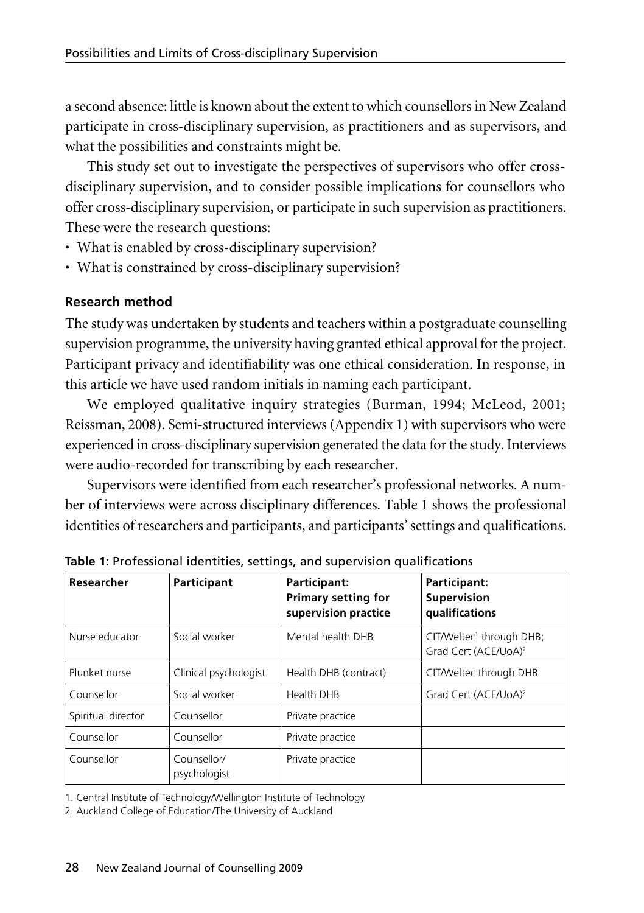a second absence: little is known about the extent to which counsellors in New Zealand participate in cross-disciplinary supervision, as practitioners and as supervisors, and what the possibilities and constraints might be.

This study set out to investigate the perspectives of supervisors who offer cross-disciplinary supervision, and to consider possible implications for counsellors who offer cross-disciplinary supervision, or participate in such supervision as practitioners. These were the research questions:

- What is enabled by cross-disciplinary supervision?
- What is constrained by cross-disciplinary supervision?

### Research method

The study was undertaken by students and teachers within a postgraduate counselling supervision programme, the university having granted ethical approval for the project. Participant privacy and identifiability was one ethical consideration. In response, in this article we have used random initials in naming each participant.

We employed qualitative inquiry strategies (Burman, 1994; McLeod, 2001; Reissman, 2008). Semi-structured interviews (Appendix 1) with supervisors who were experienced in cross-disciplinary supervision generated the data for the study. Interviews were audio-recorded for transcribing by each researcher.

Supervisors were identified from each researcher's professional networks. A number of interviews were across disciplinary differences. Table 1 shows the professional identities of researchers and participants, and participants' settings and qualifications.

**Table 1:** Professional identities, settings, and supervision qualifications

| Researcher | Participant | Participant: Primary setting for supervision practice | Participant: Supervision qualifications |
|---|---|---|---|
| Nurse educator | Social worker | Mental health DHB | CIT/Weltec[1] through DHB; Grad Cert (ACE/UoA)[2] |
| Plunket nurse | Clinical psychologist | Health DHB (contract) | CIT/Weltec through DHB |
| Counsellor | Social worker | Health DHB | Grad Cert (ACE/UoA)[2] |
| Spiritual director | Counsellor | Private practice | |
| Counsellor | Counsellor | Private practice | |
| Counsellor | Counsellor/ psychologist | Private practice | |

1. Central Institute of Technology/Wellington Institute of Technology

2. Auckland College of Education/The University of Auckland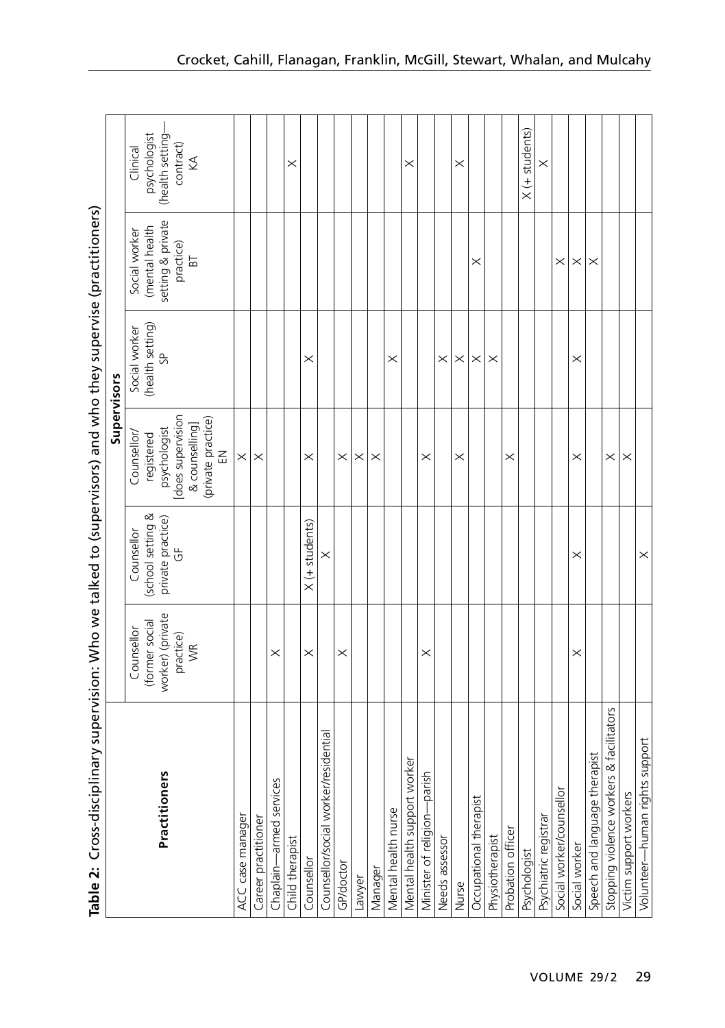**Table 2:** Cross-disciplinary supervision: Who we talked to (supervisors) and who they supervise (practitioners)

| Practitioners | Supervisors | | | | | |
|---|---|---|---|---|---|---|
| | Counsellor (former social worker) (private practice) WR | Counsellor (school setting & private practice) GF | Counsellor/ registered psychologist [does supervision & counselling] (private practice) EN | Social worker (health setting) SP | Social worker (mental health setting & private practice) BT | Clinical psychologist (health setting—contract) KA |
| ACC case manager | | | X | | | |
| Career practitioner | | | X | | | |
| Chaplain—armed services | X | | | | | |
| Child therapist | | | | | | X |
| Counsellor | X | X (+ students) | X | X | | |
| Counsellor/social worker/residential | | X | | | | |
| GP/doctor | X | | X | | | |
| Lawyer | | | X | | | |
| Manager | | | X | | | |
| Mental health nurse | | | | X | | |
| Mental health support worker | | | | | | X |
| Minister of religion—parish | X | | X | | | |
| Needs assessor | | | | X | | |
| Nurse | | | X | X | | X |
| Occupational therapist | | | | X | X | |
| Physiotherapist | | | | X | | |
| Probation officer | | | X | | | |
| Psychologist | | | | | | X (+ students) |
| Psychiatric registrar | | | | | | X |
| Social worker/counsellor | | | | | X | |
| Social worker | X | X | X | X | X | |
| Speech and language therapist | | | | | X | |
| Stopping violence workers & facilitators | | | X | | | |
| Victim support workers | | | X | | | |
| Volunteer—human rights support | | X | | | | |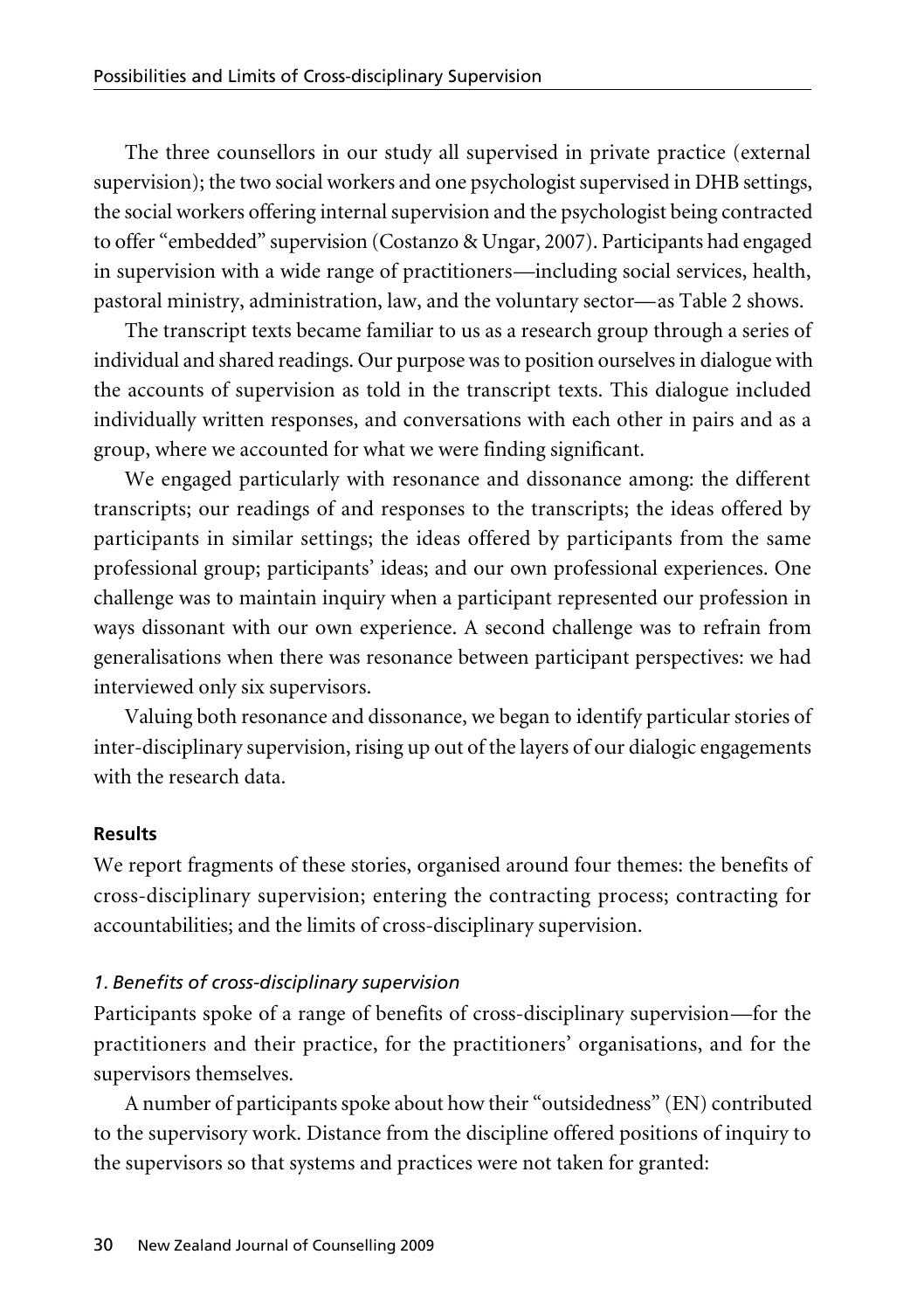The three counsellors in our study all supervised in private practice (external supervision); the two social workers and one psychologist supervised in DHB settings, the social workers offering internal supervision and the psychologist being contracted to offer "embedded" supervision (Costanzo & Ungar, 2007). Participants had engaged in supervision with a wide range of practitioners—including social services, health, pastoral ministry, administration, law, and the voluntary sector—as Table 2 shows.

The transcript texts became familiar to us as a research group through a series of individual and shared readings. Our purpose was to position ourselves in dialogue with the accounts of supervision as told in the transcript texts. This dialogue included individually written responses, and conversations with each other in pairs and as a group, where we accounted for what we were finding significant.

We engaged particularly with resonance and dissonance among: the different transcripts; our readings of and responses to the transcripts; the ideas offered by participants in similar settings; the ideas offered by participants from the same professional group; participants' ideas; and our own professional experiences. One challenge was to maintain inquiry when a participant represented our profession in ways dissonant with our own experience. A second challenge was to refrain from generalisations when there was resonance between participant perspectives: we had interviewed only six supervisors.

Valuing both resonance and dissonance, we began to identify particular stories of inter-disciplinary supervision, rising up out of the layers of our dialogic engagements with the research data.

## Results

We report fragments of these stories, organised around four themes: the benefits of cross-disciplinary supervision; entering the contracting process; contracting for accountabilities; and the limits of cross-disciplinary supervision.

### *1. Benefits of cross-disciplinary supervision*

Participants spoke of a range of benefits of cross-disciplinary supervision—for the practitioners and their practice, for the practitioners' organisations, and for the supervisors themselves.

A number of participants spoke about how their "outsidedness" (EN) contributed to the supervisory work. Distance from the discipline offered positions of inquiry to the supervisors so that systems and practices were not taken for granted: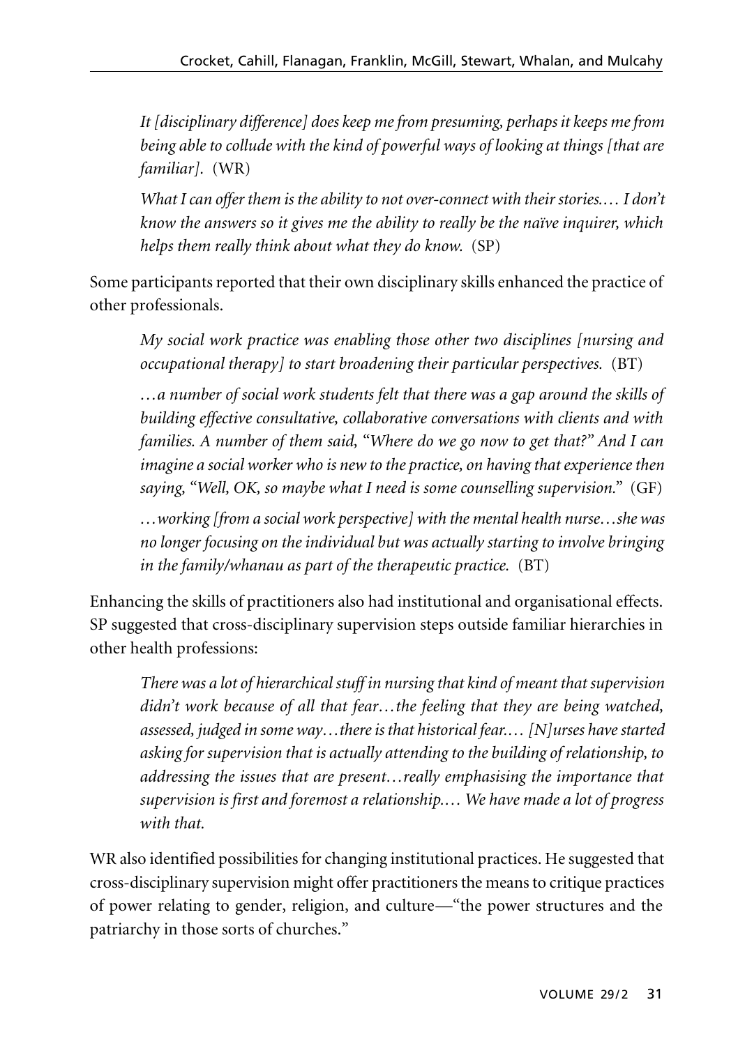*It [disciplinary difference] does keep me from presuming, perhaps it keeps me from being able to collude with the kind of powerful ways of looking at things [that are familiar].* (WR)

*What I can offer them is the ability to not over-connect with their stories.… I don't know the answers so it gives me the ability to really be the naïve inquirer, which helps them really think about what they do know.* (SP)

Some participants reported that their own disciplinary skills enhanced the practice of other professionals.

*My social work practice was enabling those other two disciplines [nursing and occupational therapy] to start broadening their particular perspectives.* (BT)

*…a number of social work students felt that there was a gap around the skills of building effective consultative, collaborative conversations with clients and with families. A number of them said, "Where do we go now to get that?" And I can imagine a social worker who is new to the practice, on having that experience then saying, "Well, OK, so maybe what I need is some counselling supervision."* (GF)

*…working [from a social work perspective] with the mental health nurse…she was no longer focusing on the individual but was actually starting to involve bringing in the family/whanau as part of the therapeutic practice.* (BT)

Enhancing the skills of practitioners also had institutional and organisational effects. SP suggested that cross-disciplinary supervision steps outside familiar hierarchies in other health professions:

*There was a lot of hierarchical stuff in nursing that kind of meant that supervision didn't work because of all that fear…the feeling that they are being watched, assessed, judged in some way…there is that historical fear.… [N]urses have started asking for supervision that is actually attending to the building of relationship, to addressing the issues that are present…really emphasising the importance that supervision is first and foremost a relationship.… We have made a lot of progress with that.*

WR also identified possibilities for changing institutional practices. He suggested that cross-disciplinary supervision might offer practitioners the means to critique practices of power relating to gender, religion, and culture—"the power structures and the patriarchy in those sorts of churches."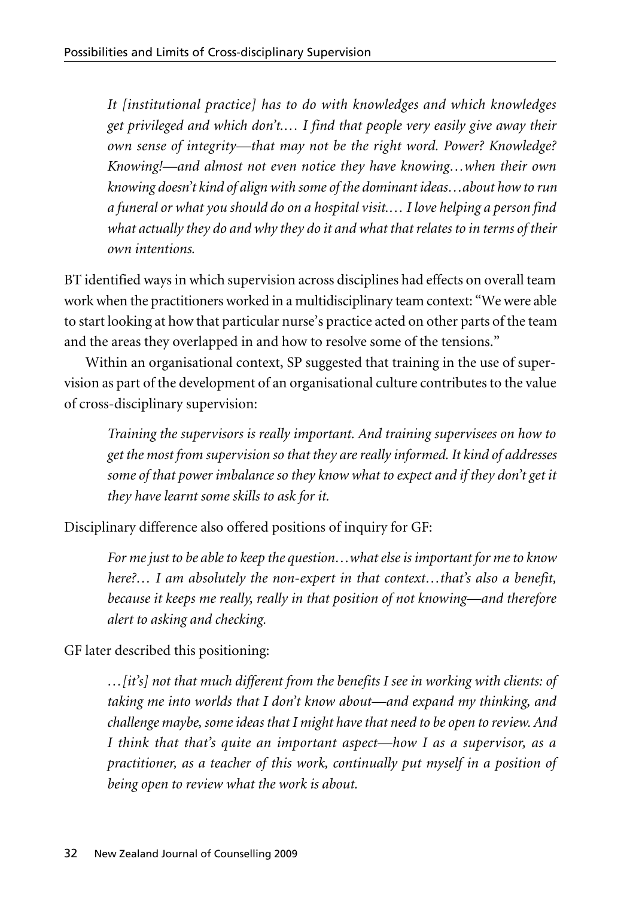> *It [institutional practice] has to do with knowledges and which knowledges get privileged and which don't.… I find that people very easily give away their own sense of integrity—that may not be the right word. Power? Knowledge? Knowing!—and almost not even notice they have knowing…when their own knowing doesn't kind of align with some of the dominant ideas…about how to run a funeral or what you should do on a hospital visit.… I love helping a person find what actually they do and why they do it and what that relates to in terms of their own intentions.*

BT identified ways in which supervision across disciplines had effects on overall team work when the practitioners worked in a multidisciplinary team context: "We were able to start looking at how that particular nurse's practice acted on other parts of the team and the areas they overlapped in and how to resolve some of the tensions."

Within an organisational context, SP suggested that training in the use of supervision as part of the development of an organisational culture contributes to the value of cross-disciplinary supervision:

> *Training the supervisors is really important. And training supervisees on how to get the most from supervision so that they are really informed. It kind of addresses some of that power imbalance so they know what to expect and if they don't get it they have learnt some skills to ask for it.*

Disciplinary difference also offered positions of inquiry for GF:

> *For me just to be able to keep the question…what else is important for me to know here?… I am absolutely the non-expert in that context…that's also a benefit, because it keeps me really, really in that position of not knowing—and therefore alert to asking and checking.*

GF later described this positioning:

> *…[it's] not that much different from the benefits I see in working with clients: of taking me into worlds that I don't know about—and expand my thinking, and challenge maybe, some ideas that I might have that need to be open to review. And I think that that's quite an important aspect—how I as a supervisor, as a practitioner, as a teacher of this work, continually put myself in a position of being open to review what the work is about.*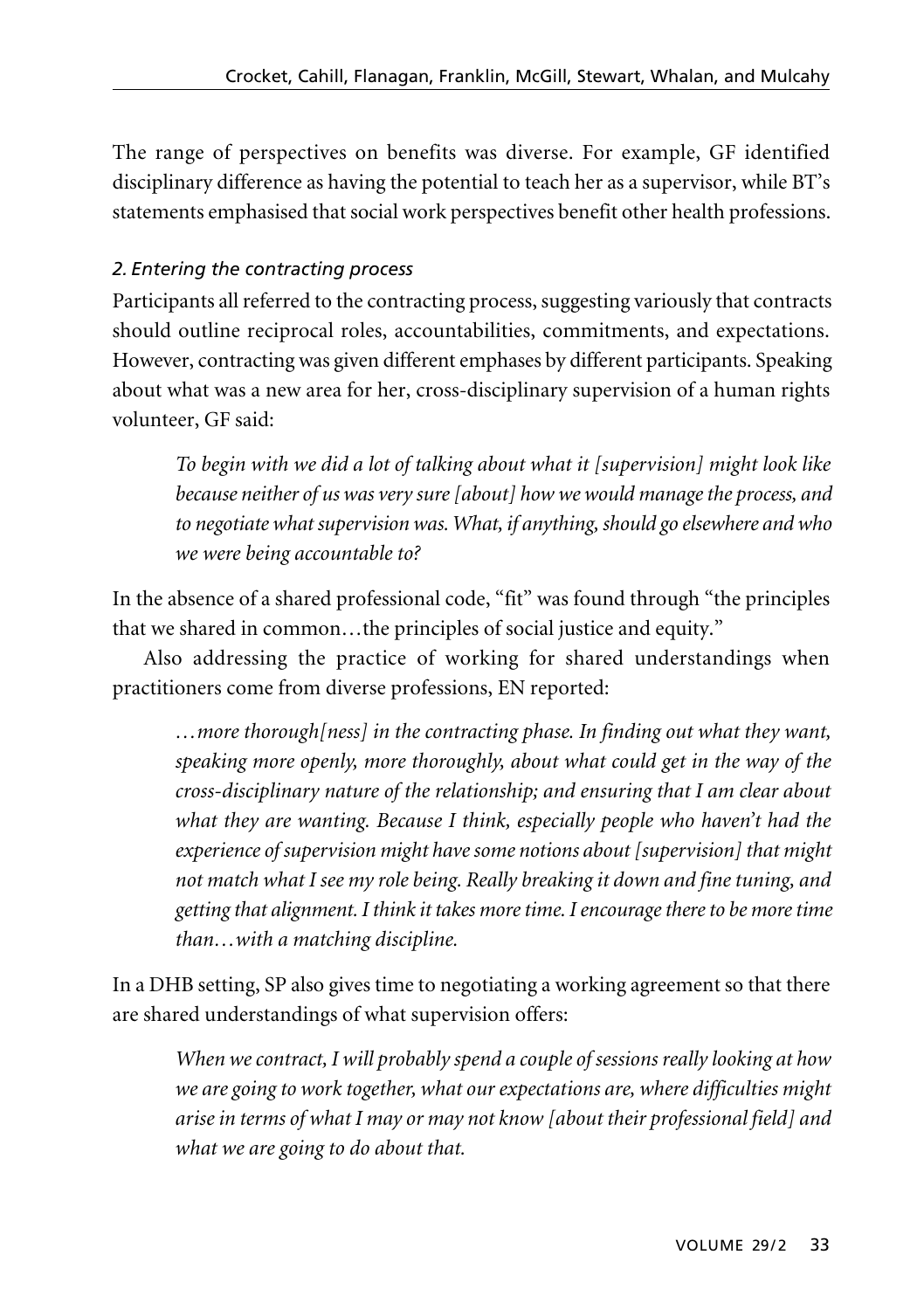The range of perspectives on benefits was diverse. For example, GF identified disciplinary difference as having the potential to teach her as a supervisor, while BT's statements emphasised that social work perspectives benefit other health professions.

### *2. Entering the contracting process*

Participants all referred to the contracting process, suggesting variously that contracts should outline reciprocal roles, accountabilities, commitments, and expectations. However, contracting was given different emphases by different participants. Speaking about what was a new area for her, cross-disciplinary supervision of a human rights volunteer, GF said:

> *To begin with we did a lot of talking about what it [supervision] might look like because neither of us was very sure [about] how we would manage the process, and to negotiate what supervision was. What, if anything, should go elsewhere and who we were being accountable to?*

In the absence of a shared professional code, "fit" was found through "the principles that we shared in common…the principles of social justice and equity."

Also addressing the practice of working for shared understandings when practitioners come from diverse professions, EN reported:

> *…more thorough[ness] in the contracting phase. In finding out what they want, speaking more openly, more thoroughly, about what could get in the way of the cross-disciplinary nature of the relationship; and ensuring that I am clear about what they are wanting. Because I think, especially people who haven't had the experience of supervision might have some notions about [supervision] that might not match what I see my role being. Really breaking it down and fine tuning, and getting that alignment. I think it takes more time. I encourage there to be more time than…with a matching discipline.*

In a DHB setting, SP also gives time to negotiating a working agreement so that there are shared understandings of what supervision offers:

> *When we contract, I will probably spend a couple of sessions really looking at how we are going to work together, what our expectations are, where difficulties might arise in terms of what I may or may not know [about their professional field] and what we are going to do about that.*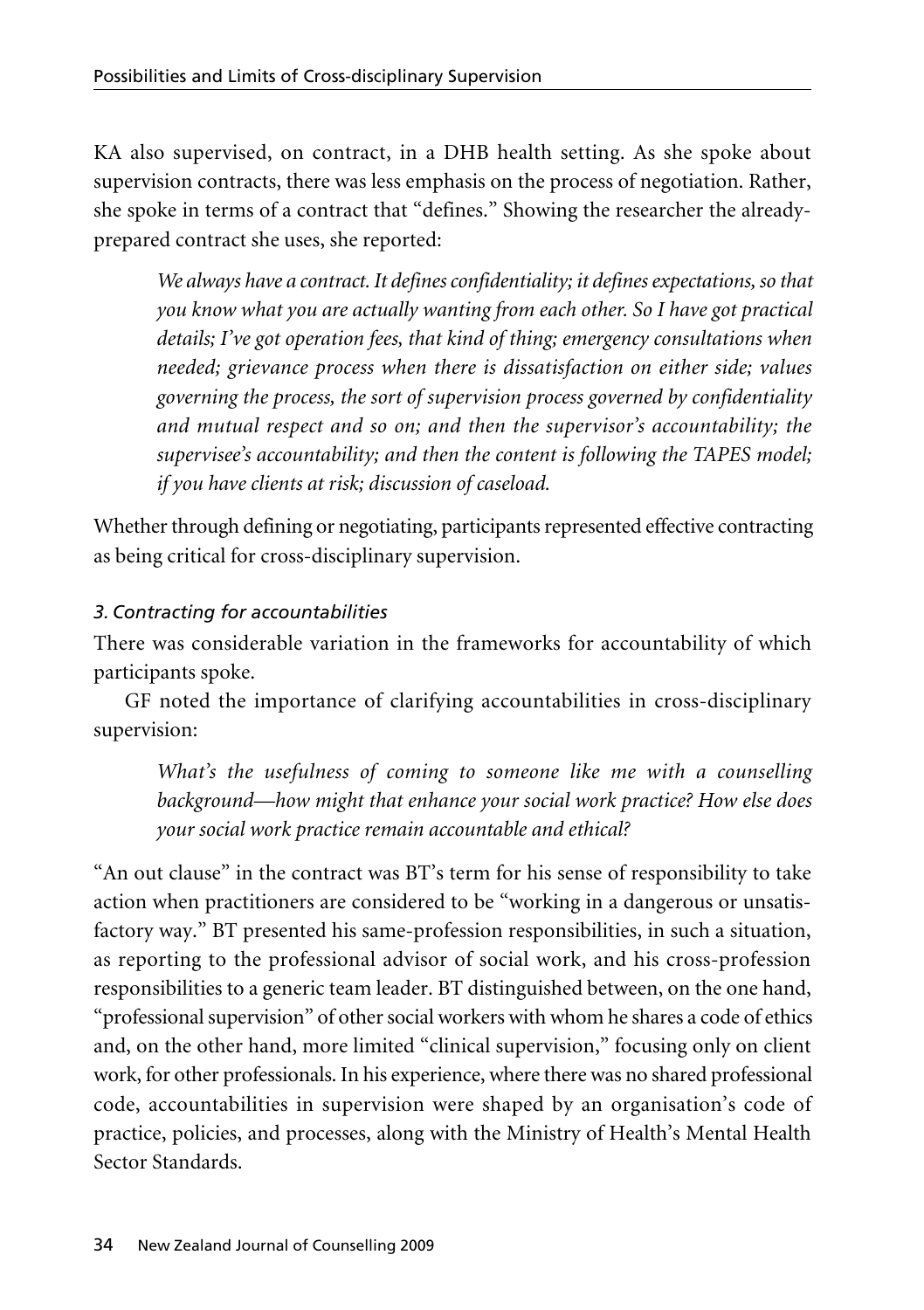KA also supervised, on contract, in a DHB health setting. As she spoke about supervision contracts, there was less emphasis on the process of negotiation. Rather, she spoke in terms of a contract that "defines." Showing the researcher the already-prepared contract she uses, she reported:

> *We always have a contract. It defines confidentiality; it defines expectations, so that you know what you are actually wanting from each other. So I have got practical details; I've got operation fees, that kind of thing; emergency consultations when needed; grievance process when there is dissatisfaction on either side; values governing the process, the sort of supervision process governed by confidentiality and mutual respect and so on; and then the supervisor's accountability; the supervisee's accountability; and then the content is following the TAPES model; if you have clients at risk; discussion of caseload.*

Whether through defining or negotiating, participants represented effective contracting as being critical for cross-disciplinary supervision.

### *3. Contracting for accountabilities*

There was considerable variation in the frameworks for accountability of which participants spoke.

GF noted the importance of clarifying accountabilities in cross-disciplinary supervision:

> *What's the usefulness of coming to someone like me with a counselling background—how might that enhance your social work practice? How else does your social work practice remain accountable and ethical?*

"An out clause" in the contract was BT's term for his sense of responsibility to take action when practitioners are considered to be "working in a dangerous or unsatisfactory way." BT presented his same-profession responsibilities, in such a situation, as reporting to the professional advisor of social work, and his cross-profession responsibilities to a generic team leader. BT distinguished between, on the one hand, "professional supervision" of other social workers with whom he shares a code of ethics and, on the other hand, more limited "clinical supervision," focusing only on client work, for other professionals. In his experience, where there was no shared professional code, accountabilities in supervision were shaped by an organisation's code of practice, policies, and processes, along with the Ministry of Health's Mental Health Sector Standards.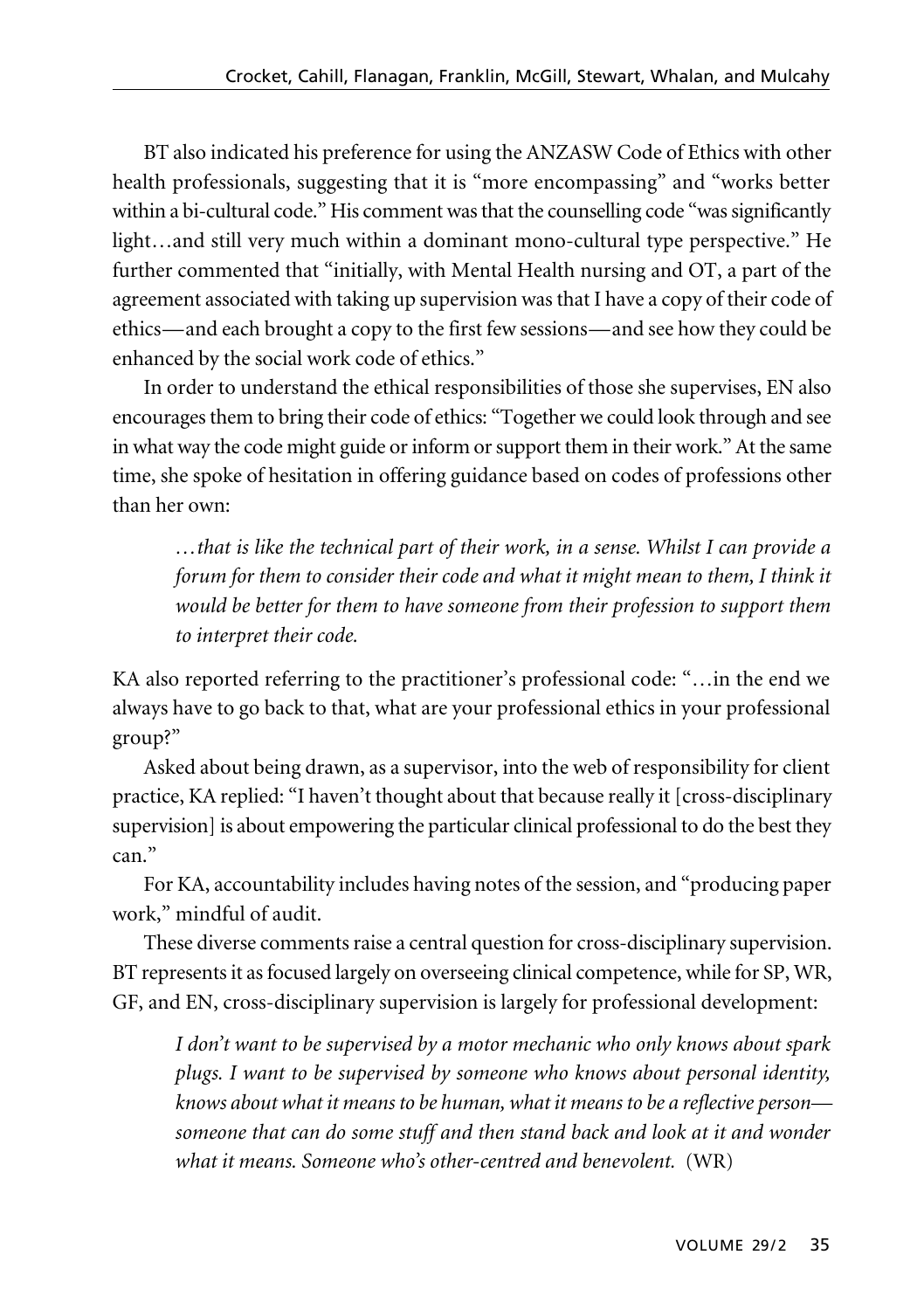BT also indicated his preference for using the ANZASW Code of Ethics with other health professionals, suggesting that it is "more encompassing" and "works better within a bi-cultural code." His comment was that the counselling code "was significantly light…and still very much within a dominant mono-cultural type perspective." He further commented that "initially, with Mental Health nursing and OT, a part of the agreement associated with taking up supervision was that I have a copy of their code of ethics—and each brought a copy to the first few sessions—and see how they could be enhanced by the social work code of ethics."

In order to understand the ethical responsibilities of those she supervises, EN also encourages them to bring their code of ethics: "Together we could look through and see in what way the code might guide or inform or support them in their work." At the same time, she spoke of hesitation in offering guidance based on codes of professions other than her own:

> *…that is like the technical part of their work, in a sense. Whilst I can provide a forum for them to consider their code and what it might mean to them, I think it would be better for them to have someone from their profession to support them to interpret their code.*

KA also reported referring to the practitioner's professional code: "…in the end we always have to go back to that, what are your professional ethics in your professional group?"

Asked about being drawn, as a supervisor, into the web of responsibility for client practice, KA replied: "I haven't thought about that because really it [cross-disciplinary supervision] is about empowering the particular clinical professional to do the best they can."

For KA, accountability includes having notes of the session, and "producing paper work," mindful of audit.

These diverse comments raise a central question for cross-disciplinary supervision. BT represents it as focused largely on overseeing clinical competence, while for SP, WR, GF, and EN, cross-disciplinary supervision is largely for professional development:

> *I don't want to be supervised by a motor mechanic who only knows about spark plugs. I want to be supervised by someone who knows about personal identity, knows about what it means to be human, what it means to be a reflective person—someone that can do some stuff and then stand back and look at it and wonder what it means. Someone who's other-centred and benevolent.* (WR)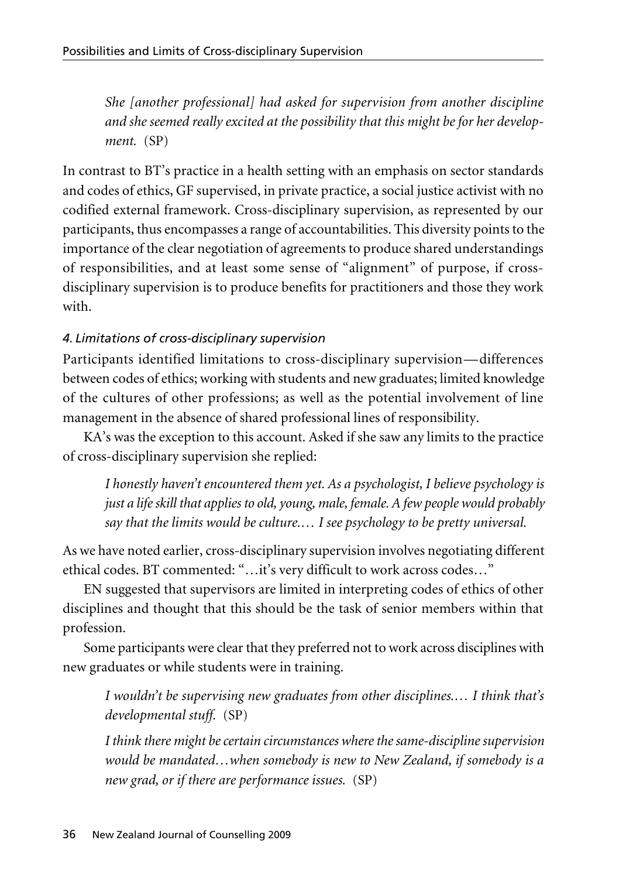> *She [another professional] had asked for supervision from another discipline and she seemed really excited at the possibility that this might be for her development.* (SP)

In contrast to BT's practice in a health setting with an emphasis on sector standards and codes of ethics, GF supervised, in private practice, a social justice activist with no codified external framework. Cross-disciplinary supervision, as represented by our participants, thus encompasses a range of accountabilities. This diversity points to the importance of the clear negotiation of agreements to produce shared understandings of responsibilities, and at least some sense of "alignment" of purpose, if cross-disciplinary supervision is to produce benefits for practitioners and those they work with.

#### *4. Limitations of cross-disciplinary supervision*

Participants identified limitations to cross-disciplinary supervision—differences between codes of ethics; working with students and new graduates; limited knowledge of the cultures of other professions; as well as the potential involvement of line management in the absence of shared professional lines of responsibility.

KA's was the exception to this account. Asked if she saw any limits to the practice of cross-disciplinary supervision she replied:

> *I honestly haven't encountered them yet. As a psychologist, I believe psychology is just a life skill that applies to old, young, male, female. A few people would probably say that the limits would be culture.… I see psychology to be pretty universal.*

As we have noted earlier, cross-disciplinary supervision involves negotiating different ethical codes. BT commented: "…it's very difficult to work across codes…"

EN suggested that supervisors are limited in interpreting codes of ethics of other disciplines and thought that this should be the task of senior members within that profession.

Some participants were clear that they preferred not to work across disciplines with new graduates or while students were in training.

> *I wouldn't be supervising new graduates from other disciplines.… I think that's developmental stuff.* (SP)

> *I think there might be certain circumstances where the same-discipline supervision would be mandated…when somebody is new to New Zealand, if somebody is a new grad, or if there are performance issues.* (SP)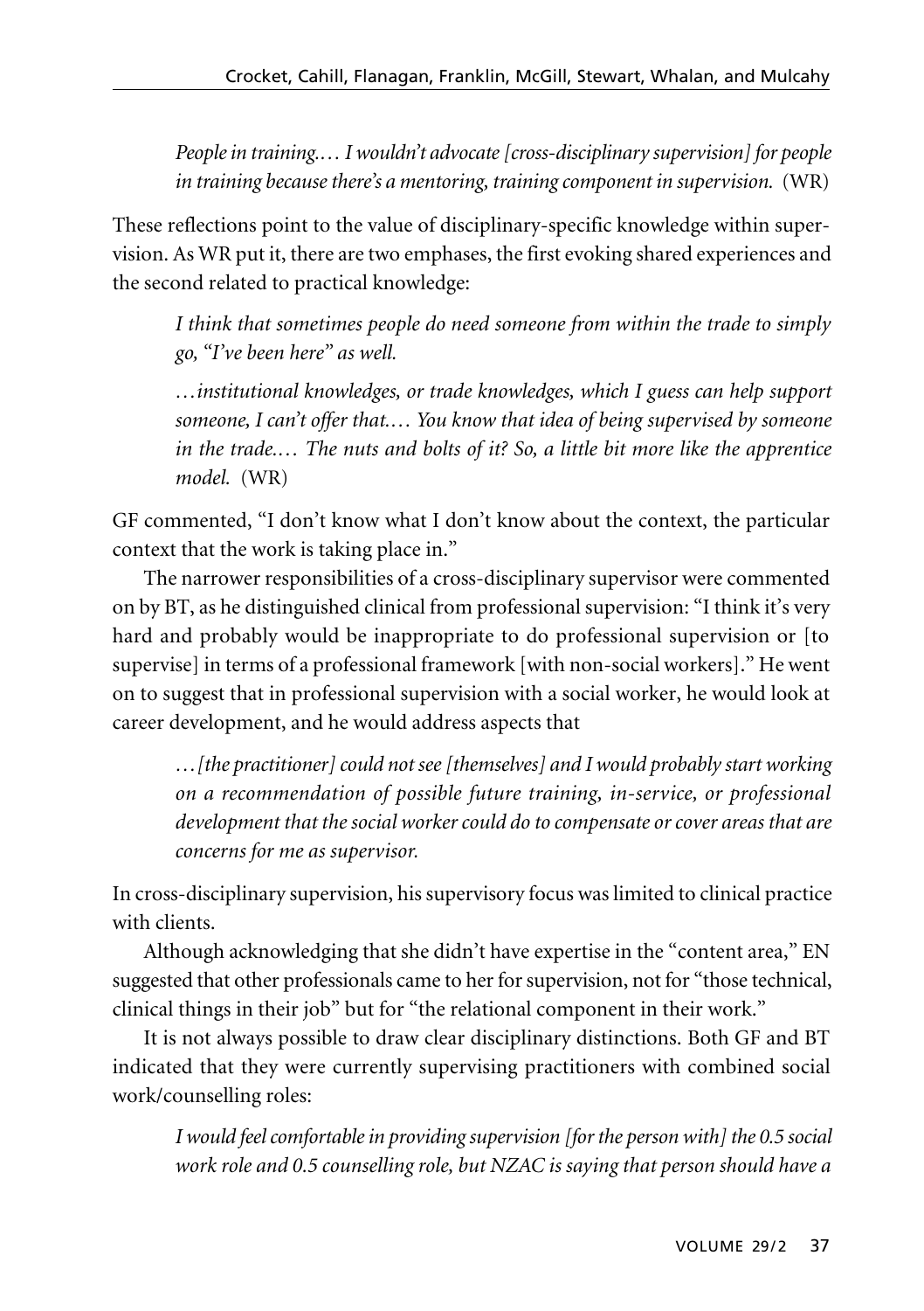*People in training.… I wouldn't advocate [cross-disciplinary supervision] for people in training because there's a mentoring, training component in supervision.* (WR)

These reflections point to the value of disciplinary-specific knowledge within supervision. As WR put it, there are two emphases, the first evoking shared experiences and the second related to practical knowledge:

> *I think that sometimes people do need someone from within the trade to simply go, "I've been here" as well.*
>
> *…institutional knowledges, or trade knowledges, which I guess can help support someone, I can't offer that.… You know that idea of being supervised by someone in the trade.… The nuts and bolts of it? So, a little bit more like the apprentice model.* (WR)

GF commented, "I don't know what I don't know about the context, the particular context that the work is taking place in."

The narrower responsibilities of a cross-disciplinary supervisor were commented on by BT, as he distinguished clinical from professional supervision: "I think it's very hard and probably would be inappropriate to do professional supervision or [to supervise] in terms of a professional framework [with non-social workers]." He went on to suggest that in professional supervision with a social worker, he would look at career development, and he would address aspects that

> *…[the practitioner] could not see [themselves] and I would probably start working on a recommendation of possible future training, in-service, or professional development that the social worker could do to compensate or cover areas that are concerns for me as supervisor.*

In cross-disciplinary supervision, his supervisory focus was limited to clinical practice with clients.

Although acknowledging that she didn't have expertise in the "content area," EN suggested that other professionals came to her for supervision, not for "those technical, clinical things in their job" but for "the relational component in their work."

It is not always possible to draw clear disciplinary distinctions. Both GF and BT indicated that they were currently supervising practitioners with combined social work/counselling roles:

> *I would feel comfortable in providing supervision [for the person with] the 0.5 social work role and 0.5 counselling role, but NZAC is saying that person should have a*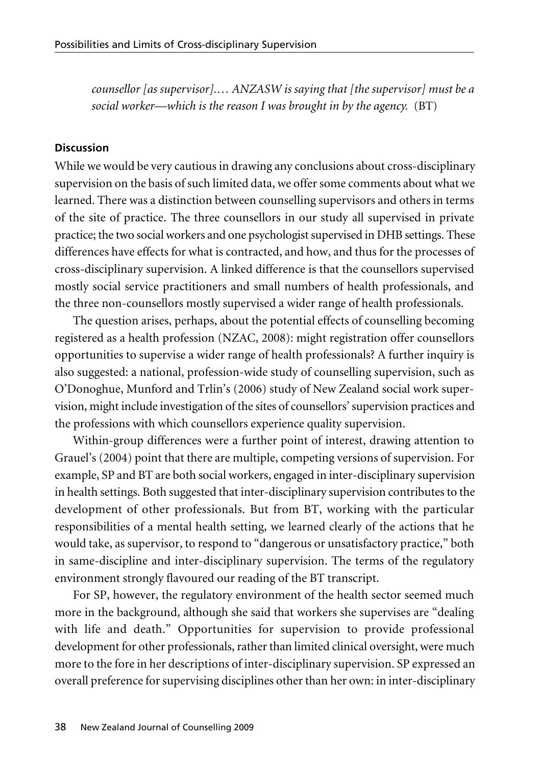*counsellor [as supervisor].… ANZASW is saying that [the supervisor] must be a social worker—which is the reason I was brought in by the agency.* (BT)

### Discussion

While we would be very cautious in drawing any conclusions about cross-disciplinary supervision on the basis of such limited data, we offer some comments about what we learned. There was a distinction between counselling supervisors and others in terms of the site of practice. The three counsellors in our study all supervised in private practice; the two social workers and one psychologist supervised in DHB settings. These differences have effects for what is contracted, and how, and thus for the processes of cross-disciplinary supervision. A linked difference is that the counsellors supervised mostly social service practitioners and small numbers of health professionals, and the three non-counsellors mostly supervised a wider range of health professionals.

The question arises, perhaps, about the potential effects of counselling becoming registered as a health profession (NZAC, 2008): might registration offer counsellors opportunities to supervise a wider range of health professionals? A further inquiry is also suggested: a national, profession-wide study of counselling supervision, such as O'Donoghue, Munford and Trlin's (2006) study of New Zealand social work supervision, might include investigation of the sites of counsellors' supervision practices and the professions with which counsellors experience quality supervision.

Within-group differences were a further point of interest, drawing attention to Grauel's (2004) point that there are multiple, competing versions of supervision. For example, SP and BT are both social workers, engaged in inter-disciplinary supervision in health settings. Both suggested that inter-disciplinary supervision contributes to the development of other professionals. But from BT, working with the particular responsibilities of a mental health setting, we learned clearly of the actions that he would take, as supervisor, to respond to "dangerous or unsatisfactory practice," both in same-discipline and inter-disciplinary supervision. The terms of the regulatory environment strongly flavoured our reading of the BT transcript.

For SP, however, the regulatory environment of the health sector seemed much more in the background, although she said that workers she supervises are "dealing with life and death." Opportunities for supervision to provide professional development for other professionals, rather than limited clinical oversight, were much more to the fore in her descriptions of inter-disciplinary supervision. SP expressed an overall preference for supervising disciplines other than her own: in inter-disciplinary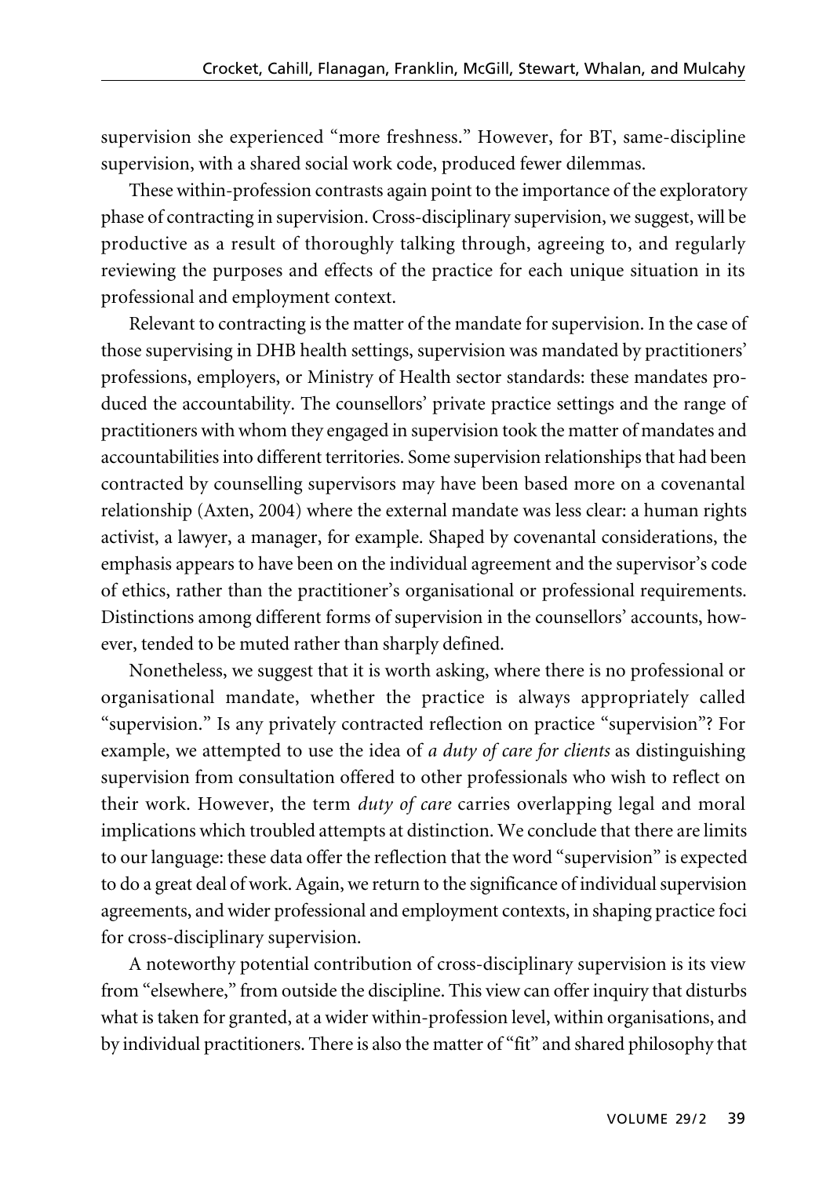supervision she experienced "more freshness." However, for BT, same-discipline supervision, with a shared social work code, produced fewer dilemmas.

These within-profession contrasts again point to the importance of the exploratory phase of contracting in supervision. Cross-disciplinary supervision, we suggest, will be productive as a result of thoroughly talking through, agreeing to, and regularly reviewing the purposes and effects of the practice for each unique situation in its professional and employment context.

Relevant to contracting is the matter of the mandate for supervision. In the case of those supervising in DHB health settings, supervision was mandated by practitioners' professions, employers, or Ministry of Health sector standards: these mandates produced the accountability. The counsellors' private practice settings and the range of practitioners with whom they engaged in supervision took the matter of mandates and accountabilities into different territories. Some supervision relationships that had been contracted by counselling supervisors may have been based more on a covenantal relationship (Axten, 2004) where the external mandate was less clear: a human rights activist, a lawyer, a manager, for example. Shaped by covenantal considerations, the emphasis appears to have been on the individual agreement and the supervisor's code of ethics, rather than the practitioner's organisational or professional requirements. Distinctions among different forms of supervision in the counsellors' accounts, however, tended to be muted rather than sharply defined.

Nonetheless, we suggest that it is worth asking, where there is no professional or organisational mandate, whether the practice is always appropriately called "supervision." Is any privately contracted reflection on practice "supervision"? For example, we attempted to use the idea of *a duty of care for clients* as distinguishing supervision from consultation offered to other professionals who wish to reflect on their work. However, the term *duty of care* carries overlapping legal and moral implications which troubled attempts at distinction. We conclude that there are limits to our language: these data offer the reflection that the word "supervision" is expected to do a great deal of work. Again, we return to the significance of individual supervision agreements, and wider professional and employment contexts, in shaping practice foci for cross-disciplinary supervision.

A noteworthy potential contribution of cross-disciplinary supervision is its view from "elsewhere," from outside the discipline. This view can offer inquiry that disturbs what is taken for granted, at a wider within-profession level, within organisations, and by individual practitioners. There is also the matter of "fit" and shared philosophy that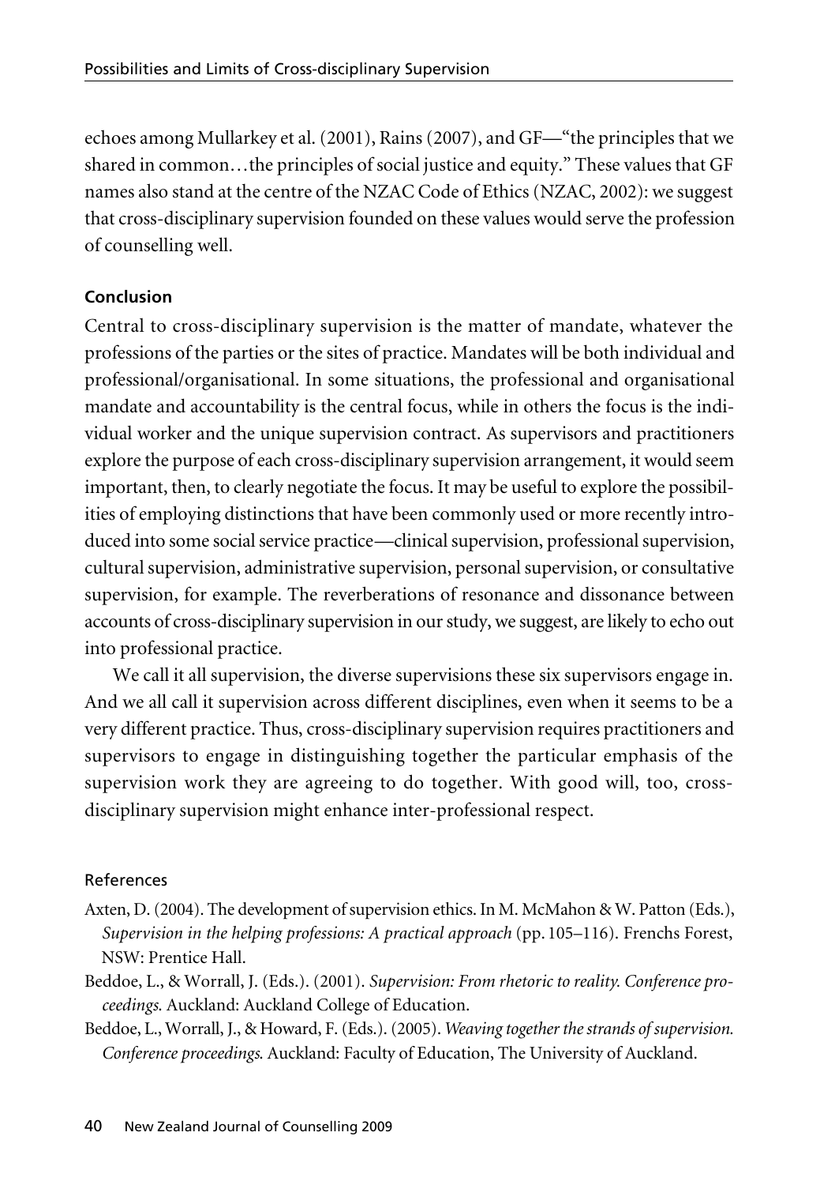echoes among Mullarkey et al. (2001), Rains (2007), and GF—"the principles that we shared in common…the principles of social justice and equity." These values that GF names also stand at the centre of the NZAC Code of Ethics (NZAC, 2002): we suggest that cross-disciplinary supervision founded on these values would serve the profession of counselling well.

### Conclusion

Central to cross-disciplinary supervision is the matter of mandate, whatever the professions of the parties or the sites of practice. Mandates will be both individual and professional/organisational. In some situations, the professional and organisational mandate and accountability is the central focus, while in others the focus is the individual worker and the unique supervision contract. As supervisors and practitioners explore the purpose of each cross-disciplinary supervision arrangement, it would seem important, then, to clearly negotiate the focus. It may be useful to explore the possibilities of employing distinctions that have been commonly used or more recently introduced into some social service practice—clinical supervision, professional supervision, cultural supervision, administrative supervision, personal supervision, or consultative supervision, for example. The reverberations of resonance and dissonance between accounts of cross-disciplinary supervision in our study, we suggest, are likely to echo out into professional practice.

We call it all supervision, the diverse supervisions these six supervisors engage in. And we all call it supervision across different disciplines, even when it seems to be a very different practice. Thus, cross-disciplinary supervision requires practitioners and supervisors to engage in distinguishing together the particular emphasis of the supervision work they are agreeing to do together. With good will, too, cross-disciplinary supervision might enhance inter-professional respect.

### References

Axten, D. (2004). The development of supervision ethics. In M. McMahon & W. Patton (Eds.), *Supervision in the helping professions: A practical approach* (pp. 105–116). Frenchs Forest, NSW: Prentice Hall.

Beddoe, L., & Worrall, J. (Eds.). (2001). *Supervision: From rhetoric to reality. Conference proceedings.* Auckland: Auckland College of Education.

Beddoe, L., Worrall, J., & Howard, F. (Eds.). (2005). *Weaving together the strands of supervision. Conference proceedings.* Auckland: Faculty of Education, The University of Auckland.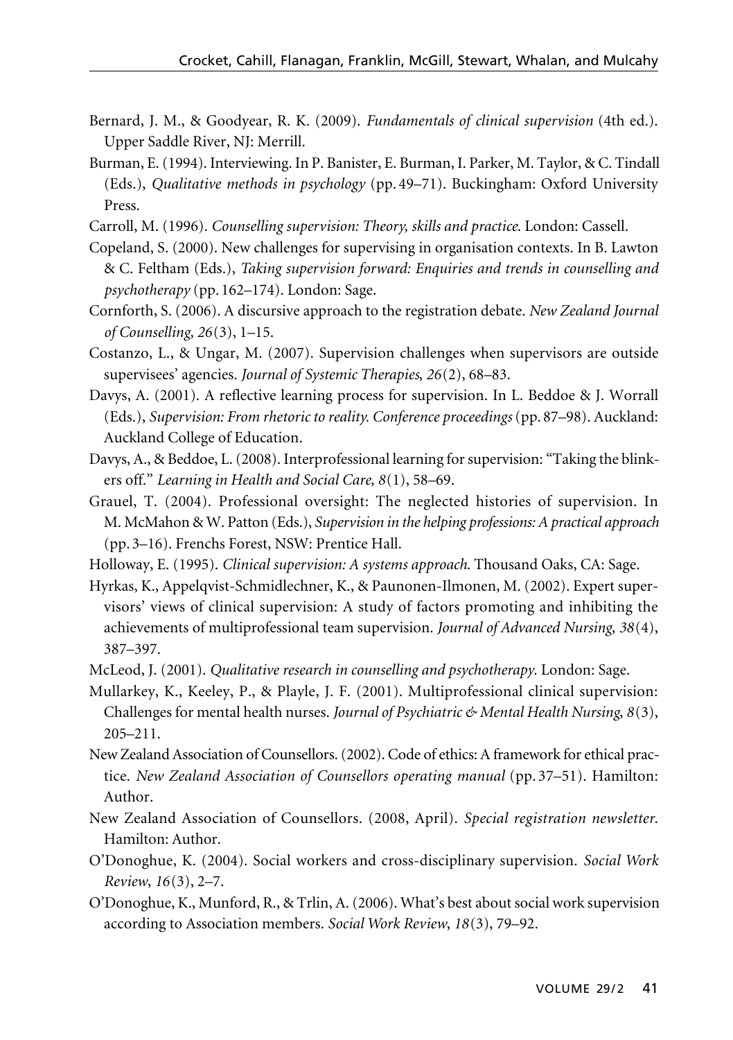Bernard, J. M., & Goodyear, R. K. (2009). *Fundamentals of clinical supervision* (4th ed.). Upper Saddle River, NJ: Merrill.

Burman, E. (1994). Interviewing. In P. Banister, E. Burman, I. Parker, M. Taylor, & C. Tindall (Eds.), *Qualitative methods in psychology* (pp. 49–71). Buckingham: Oxford University Press.

Carroll, M. (1996). *Counselling supervision: Theory, skills and practice*. London: Cassell.

Copeland, S. (2000). New challenges for supervising in organisation contexts. In B. Lawton & C. Feltham (Eds.), *Taking supervision forward: Enquiries and trends in counselling and psychotherapy* (pp. 162–174). London: Sage.

Cornforth, S. (2006). A discursive approach to the registration debate. *New Zealand Journal of Counselling, 26*(3), 1–15.

Costanzo, L., & Ungar, M. (2007). Supervision challenges when supervisors are outside supervisees' agencies. *Journal of Systemic Therapies, 26*(2), 68–83.

Davys, A. (2001). A reflective learning process for supervision. In L. Beddoe & J. Worrall (Eds.), *Supervision: From rhetoric to reality. Conference proceedings* (pp. 87–98). Auckland: Auckland College of Education.

Davys, A., & Beddoe, L. (2008). Interprofessional learning for supervision: "Taking the blinkers off." *Learning in Health and Social Care, 8*(1), 58–69.

Grauel, T. (2004). Professional oversight: The neglected histories of supervision. In M. McMahon & W. Patton (Eds.), *Supervision in the helping professions: A practical approach* (pp. 3–16). Frenchs Forest, NSW: Prentice Hall.

Holloway, E. (1995). *Clinical supervision: A systems approach*. Thousand Oaks, CA: Sage.

Hyrkas, K., Appelqvist-Schmidlechner, K., & Paunonen-Ilmonen, M. (2002). Expert supervisors' views of clinical supervision: A study of factors promoting and inhibiting the achievements of multiprofessional team supervision. *Journal of Advanced Nursing, 38*(4), 387–397.

McLeod, J. (2001). *Qualitative research in counselling and psychotherapy*. London: Sage.

Mullarkey, K., Keeley, P., & Playle, J. F. (2001). Multiprofessional clinical supervision: Challenges for mental health nurses. *Journal of Psychiatric & Mental Health Nursing, 8*(3), 205–211.

New Zealand Association of Counsellors. (2002). Code of ethics: A framework for ethical practice. *New Zealand Association of Counsellors operating manual* (pp. 37–51). Hamilton: Author.

New Zealand Association of Counsellors. (2008, April). *Special registration newsletter*. Hamilton: Author.

O'Donoghue, K. (2004). Social workers and cross-disciplinary supervision. *Social Work Review, 16*(3), 2–7.

O'Donoghue, K., Munford, R., & Trlin, A. (2006). What's best about social work supervision according to Association members. *Social Work Review, 18*(3), 79–92.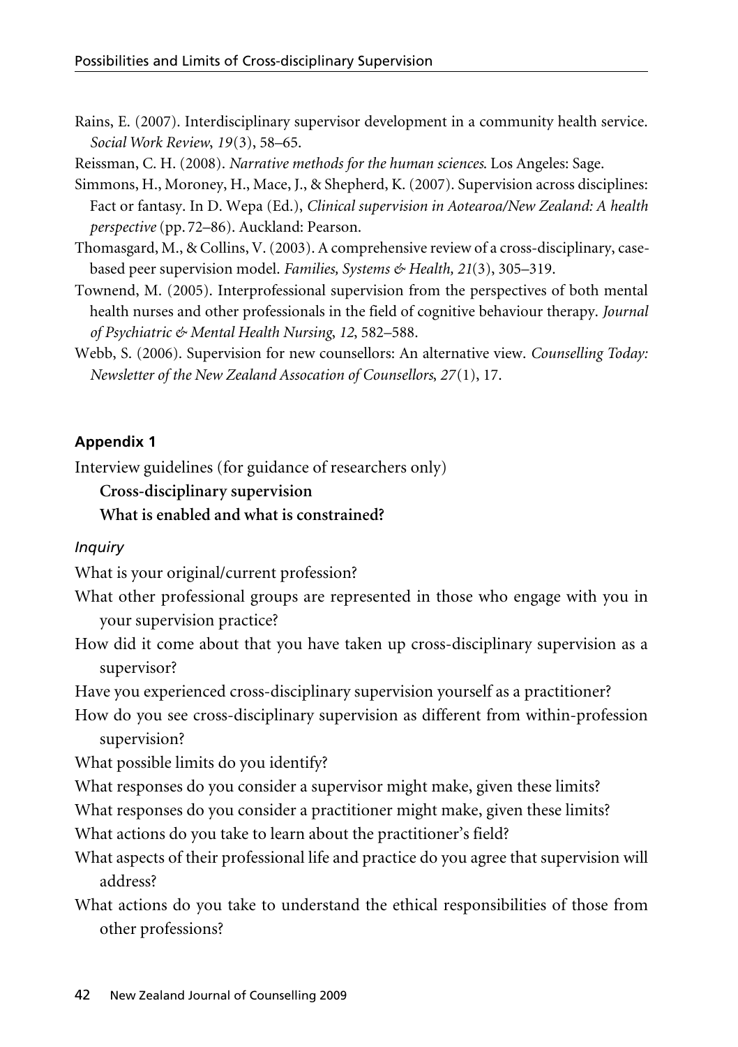Rains, E. (2007). Interdisciplinary supervisor development in a community health service. *Social Work Review, 19*(3), 58–65.

Reissman, C. H. (2008). *Narrative methods for the human sciences.* Los Angeles: Sage.

Simmons, H., Moroney, H., Mace, J., & Shepherd, K. (2007). Supervision across disciplines: Fact or fantasy. In D. Wepa (Ed.), *Clinical supervision in Aotearoa/New Zealand: A health perspective* (pp. 72–86). Auckland: Pearson.

Thomasgard, M., & Collins, V. (2003). A comprehensive review of a cross-disciplinary, case-based peer supervision model. *Families, Systems & Health, 21*(3), 305–319.

Townend, M. (2005). Interprofessional supervision from the perspectives of both mental health nurses and other professionals in the field of cognitive behaviour therapy. *Journal of Psychiatric & Mental Health Nursing, 12*, 582–588.

Webb, S. (2006). Supervision for new counsellors: An alternative view. *Counselling Today: Newsletter of the New Zealand Assocation of Counsellors, 27*(1), 17.

## Appendix 1

Interview guidelines (for guidance of researchers only)

**Cross-disciplinary supervision**

**What is enabled and what is constrained?**

*Inquiry*

What is your original/current profession?

What other professional groups are represented in those who engage with you in your supervision practice?

How did it come about that you have taken up cross-disciplinary supervision as a supervisor?

Have you experienced cross-disciplinary supervision yourself as a practitioner?

How do you see cross-disciplinary supervision as different from within-profession supervision?

What possible limits do you identify?

What responses do you consider a supervisor might make, given these limits?

What responses do you consider a practitioner might make, given these limits?

What actions do you take to learn about the practitioner's field?

What aspects of their professional life and practice do you agree that supervision will address?

What actions do you take to understand the ethical responsibilities of those from other professions?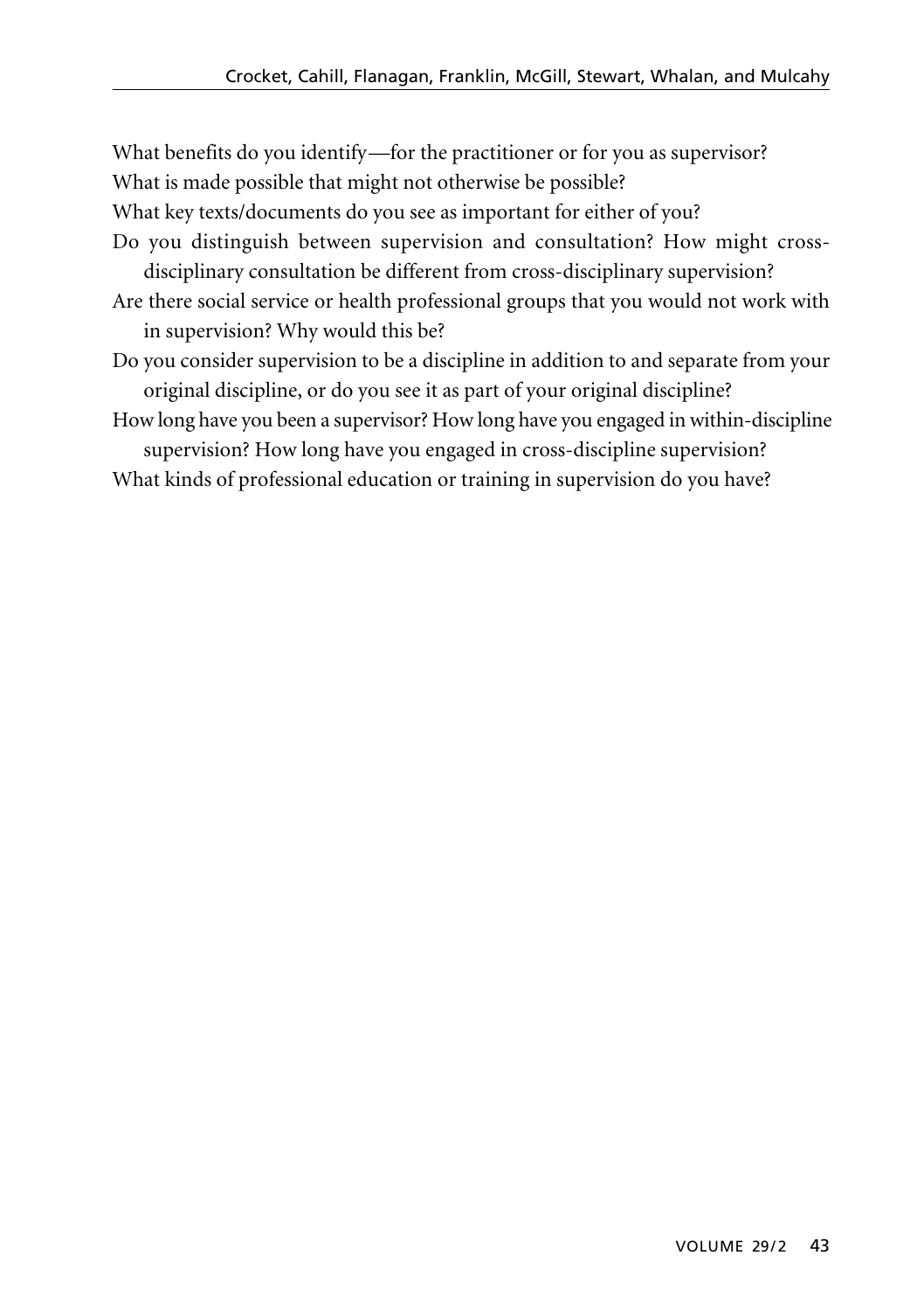What benefits do you identify—for the practitioner or for you as supervisor?

What is made possible that might not otherwise be possible?

What key texts/documents do you see as important for either of you?

Do you distinguish between supervision and consultation? How might cross-disciplinary consultation be different from cross-disciplinary supervision?

Are there social service or health professional groups that you would not work with in supervision? Why would this be?

Do you consider supervision to be a discipline in addition to and separate from your original discipline, or do you see it as part of your original discipline?

How long have you been a supervisor? How long have you engaged in within-discipline supervision? How long have you engaged in cross-discipline supervision?

What kinds of professional education or training in supervision do you have?